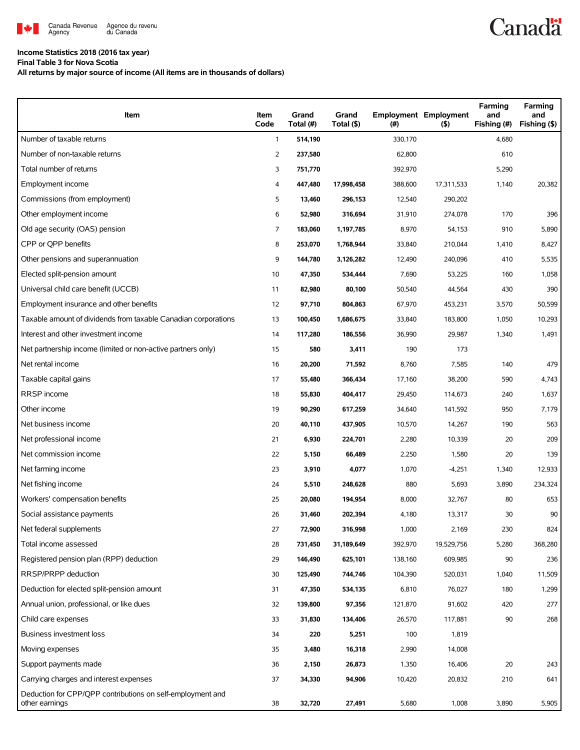Canada Revenue Agency | Agence du revenu du Canada

Canada

**Income Statistics 2018 (2016 tax year)**
**Final Table 3 for Nova Scotia**
**All returns by major source of income (All items are in thousands of dollars)**

| Item | Item Code | Grand Total (#) | Grand Total ($) | Employment (#) | Employment ($) | Farming and Fishing (#) | Farming and Fishing ($) |
|---|---|---|---|---|---|---|---|
| Number of taxable returns | 1 | **514,190** | | 330,170 | | 4,680 | |
| Number of non-taxable returns | 2 | **237,580** | | 62,800 | | 610 | |
| Total number of returns | 3 | **751,770** | | 392,970 | | 5,290 | |
| Employment income | 4 | **447,480** | **17,998,458** | 388,600 | 17,311,533 | 1,140 | 20,382 |
| Commissions (from employment) | 5 | **13,460** | **296,153** | 12,540 | 290,202 | | |
| Other employment income | 6 | **52,980** | **316,694** | 31,910 | 274,078 | 170 | 396 |
| Old age security (OAS) pension | 7 | **183,060** | **1,197,785** | 8,970 | 54,153 | 910 | 5,890 |
| CPP or QPP benefits | 8 | **253,070** | **1,768,944** | 33,840 | 210,044 | 1,410 | 8,427 |
| Other pensions and superannuation | 9 | **144,780** | **3,126,282** | 12,490 | 240,096 | 410 | 5,535 |
| Elected split-pension amount | 10 | **47,350** | **534,444** | 7,690 | 53,225 | 160 | 1,058 |
| Universal child care benefit (UCCB) | 11 | **82,980** | **80,100** | 50,540 | 44,564 | 430 | 390 |
| Employment insurance and other benefits | 12 | **97,710** | **804,863** | 67,970 | 453,231 | 3,570 | 50,599 |
| Taxable amount of dividends from taxable Canadian corporations | 13 | **100,450** | **1,686,675** | 33,840 | 183,800 | 1,050 | 10,293 |
| Interest and other investment income | 14 | **117,280** | **186,556** | 36,990 | 29,987 | 1,340 | 1,491 |
| Net partnership income (limited or non-active partners only) | 15 | **580** | **3,411** | 190 | 173 | | |
| Net rental income | 16 | **20,200** | **71,592** | 8,760 | 7,585 | 140 | 479 |
| Taxable capital gains | 17 | **55,480** | **366,434** | 17,160 | 38,200 | 590 | 4,743 |
| RRSP income | 18 | **55,830** | **404,417** | 29,450 | 114,673 | 240 | 1,637 |
| Other income | 19 | **90,290** | **617,259** | 34,640 | 141,592 | 950 | 7,179 |
| Net business income | 20 | **40,110** | **437,905** | 10,570 | 14,267 | 190 | 563 |
| Net professional income | 21 | **6,930** | **224,701** | 2,280 | 10,339 | 20 | 209 |
| Net commission income | 22 | **5,150** | **66,489** | 2,250 | 1,580 | 20 | 139 |
| Net farming income | 23 | **3,910** | **4,077** | 1,070 | -4,251 | 1,340 | 12,933 |
| Net fishing income | 24 | **5,510** | **248,628** | 880 | 5,693 | 3,890 | 234,324 |
| Workers' compensation benefits | 25 | **20,080** | **194,954** | 8,000 | 32,767 | 80 | 653 |
| Social assistance payments | 26 | **31,460** | **202,394** | 4,180 | 13,317 | 30 | 90 |
| Net federal supplements | 27 | **72,900** | **316,998** | 1,000 | 2,169 | 230 | 824 |
| Total income assessed | 28 | **731,450** | **31,189,649** | 392,970 | 19,529,756 | 5,280 | 368,280 |
| Registered pension plan (RPP) deduction | 29 | **146,490** | **625,101** | 138,160 | 609,985 | 90 | 236 |
| RRSP/PRPP deduction | 30 | **125,490** | **744,746** | 104,390 | 520,031 | 1,040 | 11,509 |
| Deduction for elected split-pension amount | 31 | **47,350** | **534,135** | 6,810 | 76,027 | 180 | 1,299 |
| Annual union, professional, or like dues | 32 | **139,800** | **97,356** | 121,870 | 91,602 | 420 | 277 |
| Child care expenses | 33 | **31,830** | **134,406** | 26,570 | 117,881 | 90 | 268 |
| Business investment loss | 34 | **220** | **5,251** | 100 | 1,819 | | |
| Moving expenses | 35 | **3,480** | **16,318** | 2,990 | 14,008 | | |
| Support payments made | 36 | **2,150** | **26,873** | 1,350 | 16,406 | 20 | 243 |
| Carrying charges and interest expenses | 37 | **34,330** | **94,906** | 10,420 | 20,832 | 210 | 641 |
| Deduction for CPP/QPP contributions on self-employment and other earnings | 38 | **32,720** | **27,491** | 5,680 | 1,008 | 3,890 | 5,905 |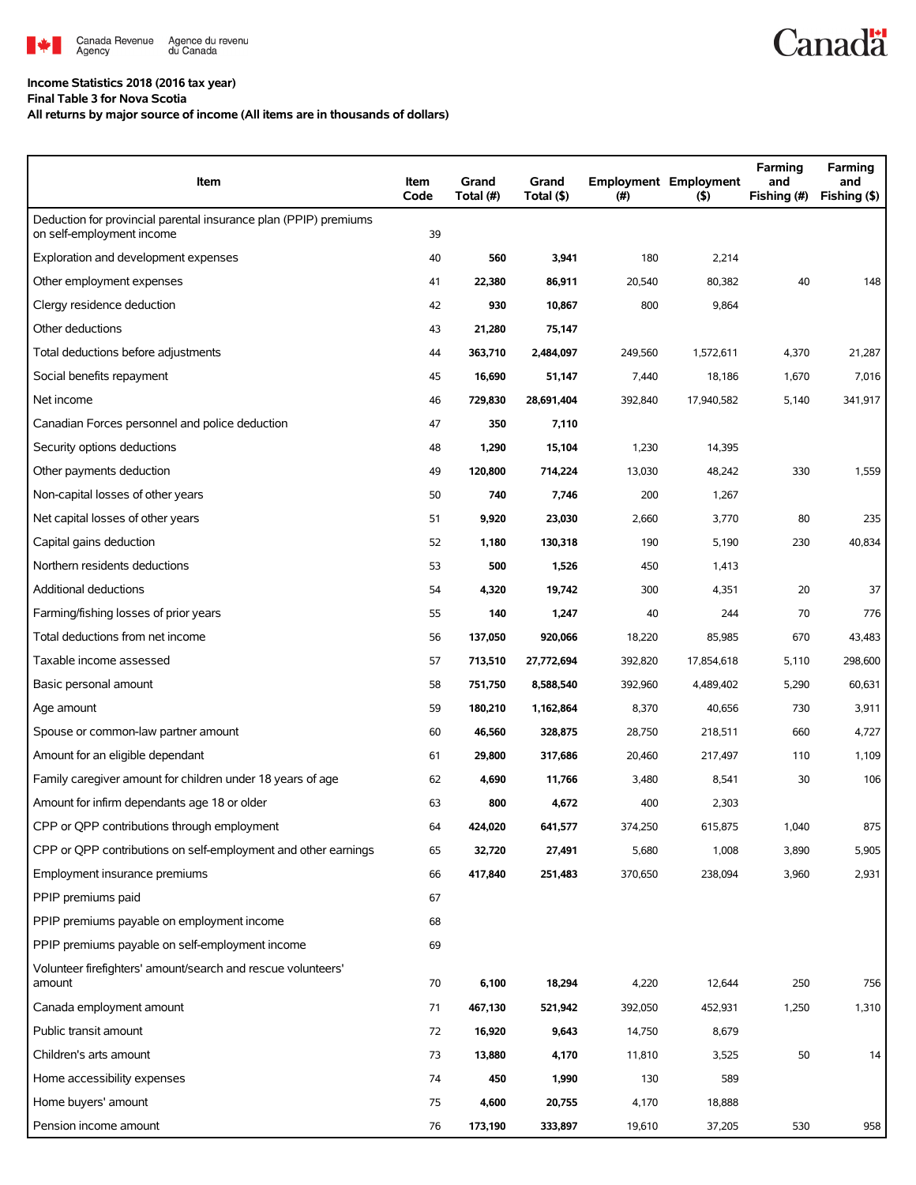Income Statistics 2018 (2016 tax year)

Final Table 3 for Nova Scotia

All returns by major source of income (All items are in thousands of dollars)

| Item | Item Code | Grand Total (#) | Grand Total ($) | Employment (#) | Employment ($) | Farming and Fishing (#) | Farming and Fishing ($) |
|---|---|---|---|---|---|---|---|
| Deduction for provincial parental insurance plan (PPIP) premiums on self-employment income | 39 | | | | | | |
| Exploration and development expenses | 40 | 560 | 3,941 | 180 | 2,214 | | |
| Other employment expenses | 41 | 22,380 | 86,911 | 20,540 | 80,382 | 40 | 148 |
| Clergy residence deduction | 42 | 930 | 10,867 | 800 | 9,864 | | |
| Other deductions | 43 | 21,280 | 75,147 | | | | |
| Total deductions before adjustments | 44 | 363,710 | 2,484,097 | 249,560 | 1,572,611 | 4,370 | 21,287 |
| Social benefits repayment | 45 | 16,690 | 51,147 | 7,440 | 18,186 | 1,670 | 7,016 |
| Net income | 46 | 729,830 | 28,691,404 | 392,840 | 17,940,582 | 5,140 | 341,917 |
| Canadian Forces personnel and police deduction | 47 | 350 | 7,110 | | | | |
| Security options deductions | 48 | 1,290 | 15,104 | 1,230 | 14,395 | | |
| Other payments deduction | 49 | 120,800 | 714,224 | 13,030 | 48,242 | 330 | 1,559 |
| Non-capital losses of other years | 50 | 740 | 7,746 | 200 | 1,267 | | |
| Net capital losses of other years | 51 | 9,920 | 23,030 | 2,660 | 3,770 | 80 | 235 |
| Capital gains deduction | 52 | 1,180 | 130,318 | 190 | 5,190 | 230 | 40,834 |
| Northern residents deductions | 53 | 500 | 1,526 | 450 | 1,413 | | |
| Additional deductions | 54 | 4,320 | 19,742 | 300 | 4,351 | 20 | 37 |
| Farming/fishing losses of prior years | 55 | 140 | 1,247 | 40 | 244 | 70 | 776 |
| Total deductions from net income | 56 | 137,050 | 920,066 | 18,220 | 85,985 | 670 | 43,483 |
| Taxable income assessed | 57 | 713,510 | 27,772,694 | 392,820 | 17,854,618 | 5,110 | 298,600 |
| Basic personal amount | 58 | 751,750 | 8,588,540 | 392,960 | 4,489,402 | 5,290 | 60,631 |
| Age amount | 59 | 180,210 | 1,162,864 | 8,370 | 40,656 | 730 | 3,911 |
| Spouse or common-law partner amount | 60 | 46,560 | 328,875 | 28,750 | 218,511 | 660 | 4,727 |
| Amount for an eligible dependant | 61 | 29,800 | 317,686 | 20,460 | 217,497 | 110 | 1,109 |
| Family caregiver amount for children under 18 years of age | 62 | 4,690 | 11,766 | 3,480 | 8,541 | 30 | 106 |
| Amount for infirm dependants age 18 or older | 63 | 800 | 4,672 | 400 | 2,303 | | |
| CPP or QPP contributions through employment | 64 | 424,020 | 641,577 | 374,250 | 615,875 | 1,040 | 875 |
| CPP or QPP contributions on self-employment and other earnings | 65 | 32,720 | 27,491 | 5,680 | 1,008 | 3,890 | 5,905 |
| Employment insurance premiums | 66 | 417,840 | 251,483 | 370,650 | 238,094 | 3,960 | 2,931 |
| PPIP premiums paid | 67 | | | | | | |
| PPIP premiums payable on employment income | 68 | | | | | | |
| PPIP premiums payable on self-employment income | 69 | | | | | | |
| Volunteer firefighters' amount/search and rescue volunteers' amount | 70 | 6,100 | 18,294 | 4,220 | 12,644 | 250 | 756 |
| Canada employment amount | 71 | 467,130 | 521,942 | 392,050 | 452,931 | 1,250 | 1,310 |
| Public transit amount | 72 | 16,920 | 9,643 | 14,750 | 8,679 | | |
| Children's arts amount | 73 | 13,880 | 4,170 | 11,810 | 3,525 | 50 | 14 |
| Home accessibility expenses | 74 | 450 | 1,990 | 130 | 589 | | |
| Home buyers' amount | 75 | 4,600 | 20,755 | 4,170 | 18,888 | | |
| Pension income amount | 76 | 173,190 | 333,897 | 19,610 | 37,205 | 530 | 958 |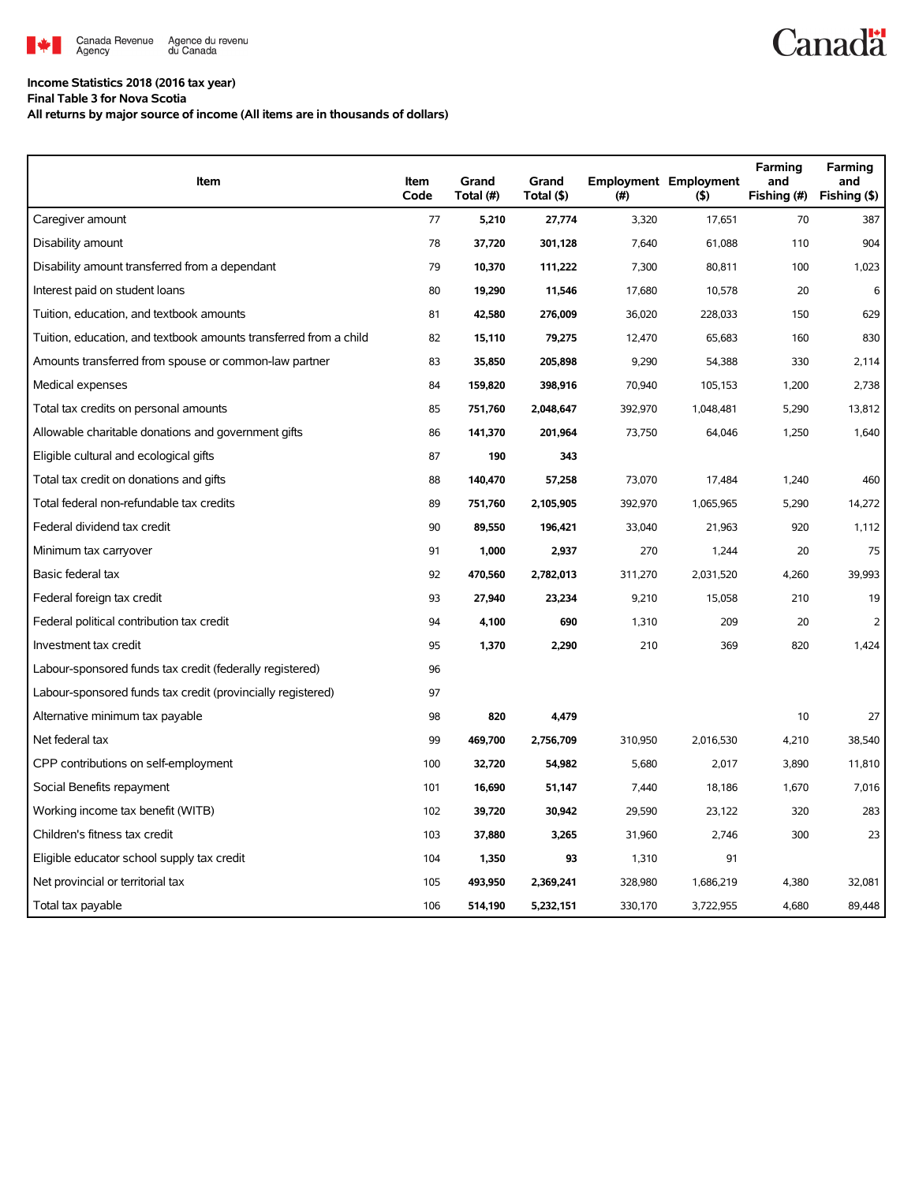**Income Statistics 2018 (2016 tax year)**
**Final Table 3 for Nova Scotia**
**All returns by major source of income (All items are in thousands of dollars)**

| Item | Item Code | Grand Total (#) | Grand Total ($) | Employment (#) | Employment ($) | Farming and Fishing (#) | Farming and Fishing ($) |
|---|---|---|---|---|---|---|---|
| Caregiver amount | 77 | **5,210** | **27,774** | 3,320 | 17,651 | 70 | 387 |
| Disability amount | 78 | **37,720** | **301,128** | 7,640 | 61,088 | 110 | 904 |
| Disability amount transferred from a dependant | 79 | **10,370** | **111,222** | 7,300 | 80,811 | 100 | 1,023 |
| Interest paid on student loans | 80 | **19,290** | **11,546** | 17,680 | 10,578 | 20 | 6 |
| Tuition, education, and textbook amounts | 81 | **42,580** | **276,009** | 36,020 | 228,033 | 150 | 629 |
| Tuition, education, and textbook amounts transferred from a child | 82 | **15,110** | **79,275** | 12,470 | 65,683 | 160 | 830 |
| Amounts transferred from spouse or common-law partner | 83 | **35,850** | **205,898** | 9,290 | 54,388 | 330 | 2,114 |
| Medical expenses | 84 | **159,820** | **398,916** | 70,940 | 105,153 | 1,200 | 2,738 |
| Total tax credits on personal amounts | 85 | **751,760** | **2,048,647** | 392,970 | 1,048,481 | 5,290 | 13,812 |
| Allowable charitable donations and government gifts | 86 | **141,370** | **201,964** | 73,750 | 64,046 | 1,250 | 1,640 |
| Eligible cultural and ecological gifts | 87 | **190** | **343** | | | | |
| Total tax credit on donations and gifts | 88 | **140,470** | **57,258** | 73,070 | 17,484 | 1,240 | 460 |
| Total federal non-refundable tax credits | 89 | **751,760** | **2,105,905** | 392,970 | 1,065,965 | 5,290 | 14,272 |
| Federal dividend tax credit | 90 | **89,550** | **196,421** | 33,040 | 21,963 | 920 | 1,112 |
| Minimum tax carryover | 91 | **1,000** | **2,937** | 270 | 1,244 | 20 | 75 |
| Basic federal tax | 92 | **470,560** | **2,782,013** | 311,270 | 2,031,520 | 4,260 | 39,993 |
| Federal foreign tax credit | 93 | **27,940** | **23,234** | 9,210 | 15,058 | 210 | 19 |
| Federal political contribution tax credit | 94 | **4,100** | **690** | 1,310 | 209 | 20 | 2 |
| Investment tax credit | 95 | **1,370** | **2,290** | 210 | 369 | 820 | 1,424 |
| Labour-sponsored funds tax credit (federally registered) | 96 | | | | | | |
| Labour-sponsored funds tax credit (provincially registered) | 97 | | | | | | |
| Alternative minimum tax payable | 98 | **820** | **4,479** | | | 10 | 27 |
| Net federal tax | 99 | **469,700** | **2,756,709** | 310,950 | 2,016,530 | 4,210 | 38,540 |
| CPP contributions on self-employment | 100 | **32,720** | **54,982** | 5,680 | 2,017 | 3,890 | 11,810 |
| Social Benefits repayment | 101 | **16,690** | **51,147** | 7,440 | 18,186 | 1,670 | 7,016 |
| Working income tax benefit (WITB) | 102 | **39,720** | **30,942** | 29,590 | 23,122 | 320 | 283 |
| Children's fitness tax credit | 103 | **37,880** | **3,265** | 31,960 | 2,746 | 300 | 23 |
| Eligible educator school supply tax credit | 104 | **1,350** | **93** | 1,310 | 91 | | |
| Net provincial or territorial tax | 105 | **493,950** | **2,369,241** | 328,980 | 1,686,219 | 4,380 | 32,081 |
| Total tax payable | 106 | **514,190** | **5,232,151** | 330,170 | 3,722,955 | 4,680 | 89,448 |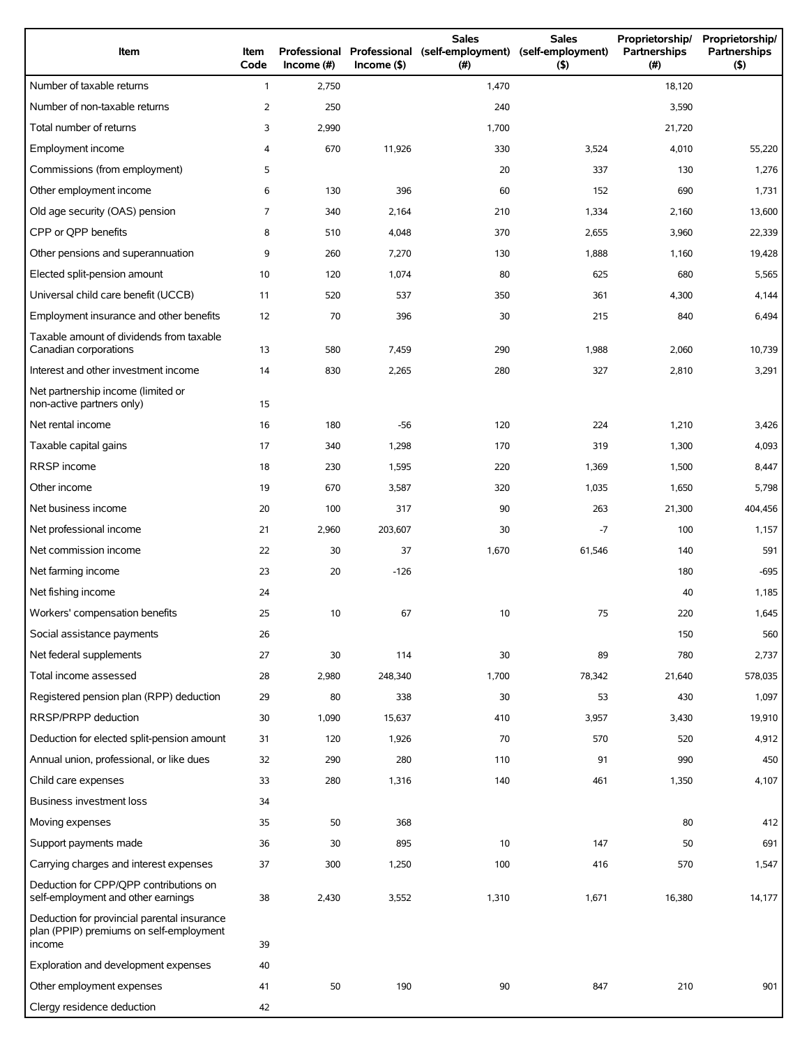| Item | Item Code | Professional Income (#) | Professional Income ($) | Sales (self-employment) (#) | Sales (self-employment) ($) | Proprietorship/ Partnerships (#) | Proprietorship/ Partnerships ($) |
|---|---|---|---|---|---|---|---|
| Number of taxable returns | 1 | 2,750 | | 1,470 | | 18,120 | |
| Number of non-taxable returns | 2 | 250 | | 240 | | 3,590 | |
| Total number of returns | 3 | 2,990 | | 1,700 | | 21,720 | |
| Employment income | 4 | 670 | 11,926 | 330 | 3,524 | 4,010 | 55,220 |
| Commissions (from employment) | 5 | | | 20 | 337 | 130 | 1,276 |
| Other employment income | 6 | 130 | 396 | 60 | 152 | 690 | 1,731 |
| Old age security (OAS) pension | 7 | 340 | 2,164 | 210 | 1,334 | 2,160 | 13,600 |
| CPP or QPP benefits | 8 | 510 | 4,048 | 370 | 2,655 | 3,960 | 22,339 |
| Other pensions and superannuation | 9 | 260 | 7,270 | 130 | 1,888 | 1,160 | 19,428 |
| Elected split-pension amount | 10 | 120 | 1,074 | 80 | 625 | 680 | 5,565 |
| Universal child care benefit (UCCB) | 11 | 520 | 537 | 350 | 361 | 4,300 | 4,144 |
| Employment insurance and other benefits | 12 | 70 | 396 | 30 | 215 | 840 | 6,494 |
| Taxable amount of dividends from taxable Canadian corporations | 13 | 580 | 7,459 | 290 | 1,988 | 2,060 | 10,739 |
| Interest and other investment income | 14 | 830 | 2,265 | 280 | 327 | 2,810 | 3,291 |
| Net partnership income (limited or non-active partners only) | 15 | | | | | | |
| Net rental income | 16 | 180 | -56 | 120 | 224 | 1,210 | 3,426 |
| Taxable capital gains | 17 | 340 | 1,298 | 170 | 319 | 1,300 | 4,093 |
| RRSP income | 18 | 230 | 1,595 | 220 | 1,369 | 1,500 | 8,447 |
| Other income | 19 | 670 | 3,587 | 320 | 1,035 | 1,650 | 5,798 |
| Net business income | 20 | 100 | 317 | 90 | 263 | 21,300 | 404,456 |
| Net professional income | 21 | 2,960 | 203,607 | 30 | -7 | 100 | 1,157 |
| Net commission income | 22 | 30 | 37 | 1,670 | 61,546 | 140 | 591 |
| Net farming income | 23 | 20 | -126 | | | 180 | -695 |
| Net fishing income | 24 | | | | | 40 | 1,185 |
| Workers' compensation benefits | 25 | 10 | 67 | 10 | 75 | 220 | 1,645 |
| Social assistance payments | 26 | | | | | 150 | 560 |
| Net federal supplements | 27 | 30 | 114 | 30 | 89 | 780 | 2,737 |
| Total income assessed | 28 | 2,980 | 248,340 | 1,700 | 78,342 | 21,640 | 578,035 |
| Registered pension plan (RPP) deduction | 29 | 80 | 338 | 30 | 53 | 430 | 1,097 |
| RRSP/PRPP deduction | 30 | 1,090 | 15,637 | 410 | 3,957 | 3,430 | 19,910 |
| Deduction for elected split-pension amount | 31 | 120 | 1,926 | 70 | 570 | 520 | 4,912 |
| Annual union, professional, or like dues | 32 | 290 | 280 | 110 | 91 | 990 | 450 |
| Child care expenses | 33 | 280 | 1,316 | 140 | 461 | 1,350 | 4,107 |
| Business investment loss | 34 | | | | | | |
| Moving expenses | 35 | 50 | 368 | | | 80 | 412 |
| Support payments made | 36 | 30 | 895 | 10 | 147 | 50 | 691 |
| Carrying charges and interest expenses | 37 | 300 | 1,250 | 100 | 416 | 570 | 1,547 |
| Deduction for CPP/QPP contributions on self-employment and other earnings | 38 | 2,430 | 3,552 | 1,310 | 1,671 | 16,380 | 14,177 |
| Deduction for provincial parental insurance plan (PPIP) premiums on self-employment income | 39 | | | | | | |
| Exploration and development expenses | 40 | | | | | | |
| Other employment expenses | 41 | 50 | 190 | 90 | 847 | 210 | 901 |
| Clergy residence deduction | 42 | | | | | | |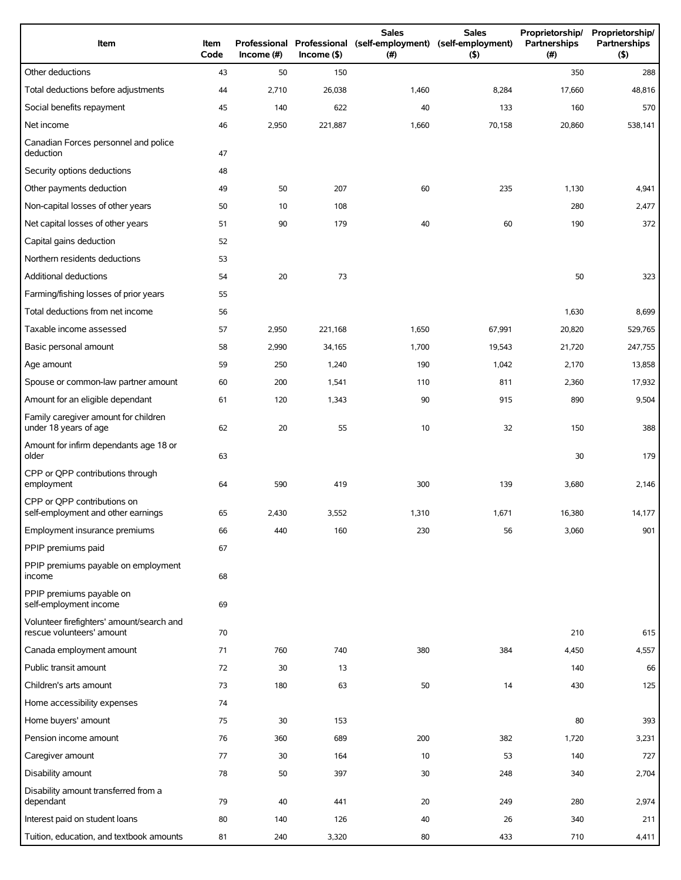| Item | Item Code | Professional Income (#) | Professional Income ($) | Sales (self-employment) (#) | Sales (self-employment) ($) | Proprietorship/ Partnerships (#) | Proprietorship/ Partnerships ($) |
|---|---|---|---|---|---|---|---|
| Other deductions | 43 | 50 | 150 | | | 350 | 288 |
| Total deductions before adjustments | 44 | 2,710 | 26,038 | 1,460 | 8,284 | 17,660 | 48,816 |
| Social benefits repayment | 45 | 140 | 622 | 40 | 133 | 160 | 570 |
| Net income | 46 | 2,950 | 221,887 | 1,660 | 70,158 | 20,860 | 538,141 |
| Canadian Forces personnel and police deduction | 47 | | | | | | |
| Security options deductions | 48 | | | | | | |
| Other payments deduction | 49 | 50 | 207 | 60 | 235 | 1,130 | 4,941 |
| Non-capital losses of other years | 50 | 10 | 108 | | | 280 | 2,477 |
| Net capital losses of other years | 51 | 90 | 179 | 40 | 60 | 190 | 372 |
| Capital gains deduction | 52 | | | | | | |
| Northern residents deductions | 53 | | | | | | |
| Additional deductions | 54 | 20 | 73 | | | 50 | 323 |
| Farming/fishing losses of prior years | 55 | | | | | | |
| Total deductions from net income | 56 | | | | | 1,630 | 8,699 |
| Taxable income assessed | 57 | 2,950 | 221,168 | 1,650 | 67,991 | 20,820 | 529,765 |
| Basic personal amount | 58 | 2,990 | 34,165 | 1,700 | 19,543 | 21,720 | 247,755 |
| Age amount | 59 | 250 | 1,240 | 190 | 1,042 | 2,170 | 13,858 |
| Spouse or common-law partner amount | 60 | 200 | 1,541 | 110 | 811 | 2,360 | 17,932 |
| Amount for an eligible dependant | 61 | 120 | 1,343 | 90 | 915 | 890 | 9,504 |
| Family caregiver amount for children under 18 years of age | 62 | 20 | 55 | 10 | 32 | 150 | 388 |
| Amount for infirm dependants age 18 or older | 63 | | | | | 30 | 179 |
| CPP or QPP contributions through employment | 64 | 590 | 419 | 300 | 139 | 3,680 | 2,146 |
| CPP or QPP contributions on self-employment and other earnings | 65 | 2,430 | 3,552 | 1,310 | 1,671 | 16,380 | 14,177 |
| Employment insurance premiums | 66 | 440 | 160 | 230 | 56 | 3,060 | 901 |
| PPIP premiums paid | 67 | | | | | | |
| PPIP premiums payable on employment income | 68 | | | | | | |
| PPIP premiums payable on self-employment income | 69 | | | | | | |
| Volunteer firefighters' amount/search and rescue volunteers' amount | 70 | | | | | 210 | 615 |
| Canada employment amount | 71 | 760 | 740 | 380 | 384 | 4,450 | 4,557 |
| Public transit amount | 72 | 30 | 13 | | | 140 | 66 |
| Children's arts amount | 73 | 180 | 63 | 50 | 14 | 430 | 125 |
| Home accessibility expenses | 74 | | | | | | |
| Home buyers' amount | 75 | 30 | 153 | | | 80 | 393 |
| Pension income amount | 76 | 360 | 689 | 200 | 382 | 1,720 | 3,231 |
| Caregiver amount | 77 | 30 | 164 | 10 | 53 | 140 | 727 |
| Disability amount | 78 | 50 | 397 | 30 | 248 | 340 | 2,704 |
| Disability amount transferred from a dependant | 79 | 40 | 441 | 20 | 249 | 280 | 2,974 |
| Interest paid on student loans | 80 | 140 | 126 | 40 | 26 | 340 | 211 |
| Tuition, education, and textbook amounts | 81 | 240 | 3,320 | 80 | 433 | 710 | 4,411 |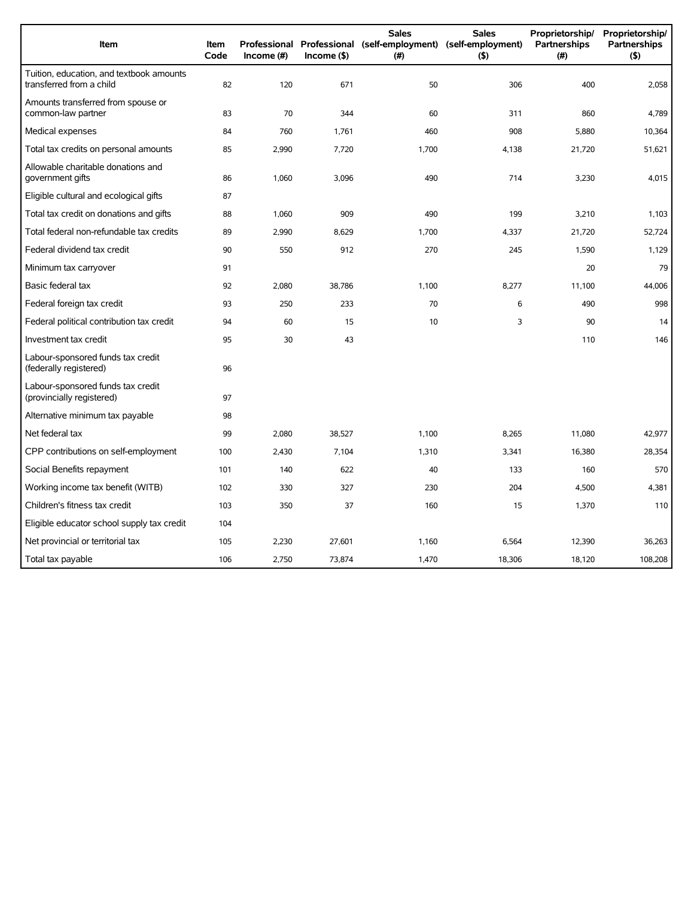| Item | Item Code | Professional Income (#) | Professional Income ($) | Sales (self-employment) (#) | Sales (self-employment) ($) | Proprietorship/ Partnerships (#) | Proprietorship/ Partnerships ($) |
|---|---|---|---|---|---|---|---|
| Tuition, education, and textbook amounts transferred from a child | 82 | 120 | 671 | 50 | 306 | 400 | 2,058 |
| Amounts transferred from spouse or common-law partner | 83 | 70 | 344 | 60 | 311 | 860 | 4,789 |
| Medical expenses | 84 | 760 | 1,761 | 460 | 908 | 5,880 | 10,364 |
| Total tax credits on personal amounts | 85 | 2,990 | 7,720 | 1,700 | 4,138 | 21,720 | 51,621 |
| Allowable charitable donations and government gifts | 86 | 1,060 | 3,096 | 490 | 714 | 3,230 | 4,015 |
| Eligible cultural and ecological gifts | 87 | | | | | | |
| Total tax credit on donations and gifts | 88 | 1,060 | 909 | 490 | 199 | 3,210 | 1,103 |
| Total federal non-refundable tax credits | 89 | 2,990 | 8,629 | 1,700 | 4,337 | 21,720 | 52,724 |
| Federal dividend tax credit | 90 | 550 | 912 | 270 | 245 | 1,590 | 1,129 |
| Minimum tax carryover | 91 | | | | | 20 | 79 |
| Basic federal tax | 92 | 2,080 | 38,786 | 1,100 | 8,277 | 11,100 | 44,006 |
| Federal foreign tax credit | 93 | 250 | 233 | 70 | 6 | 490 | 998 |
| Federal political contribution tax credit | 94 | 60 | 15 | 10 | 3 | 90 | 14 |
| Investment tax credit | 95 | 30 | 43 | | | 110 | 146 |
| Labour-sponsored funds tax credit (federally registered) | 96 | | | | | | |
| Labour-sponsored funds tax credit (provincially registered) | 97 | | | | | | |
| Alternative minimum tax payable | 98 | | | | | | |
| Net federal tax | 99 | 2,080 | 38,527 | 1,100 | 8,265 | 11,080 | 42,977 |
| CPP contributions on self-employment | 100 | 2,430 | 7,104 | 1,310 | 3,341 | 16,380 | 28,354 |
| Social Benefits repayment | 101 | 140 | 622 | 40 | 133 | 160 | 570 |
| Working income tax benefit (WITB) | 102 | 330 | 327 | 230 | 204 | 4,500 | 4,381 |
| Children's fitness tax credit | 103 | 350 | 37 | 160 | 15 | 1,370 | 110 |
| Eligible educator school supply tax credit | 104 | | | | | | |
| Net provincial or territorial tax | 105 | 2,230 | 27,601 | 1,160 | 6,564 | 12,390 | 36,263 |
| Total tax payable | 106 | 2,750 | 73,874 | 1,470 | 18,306 | 18,120 | 108,208 |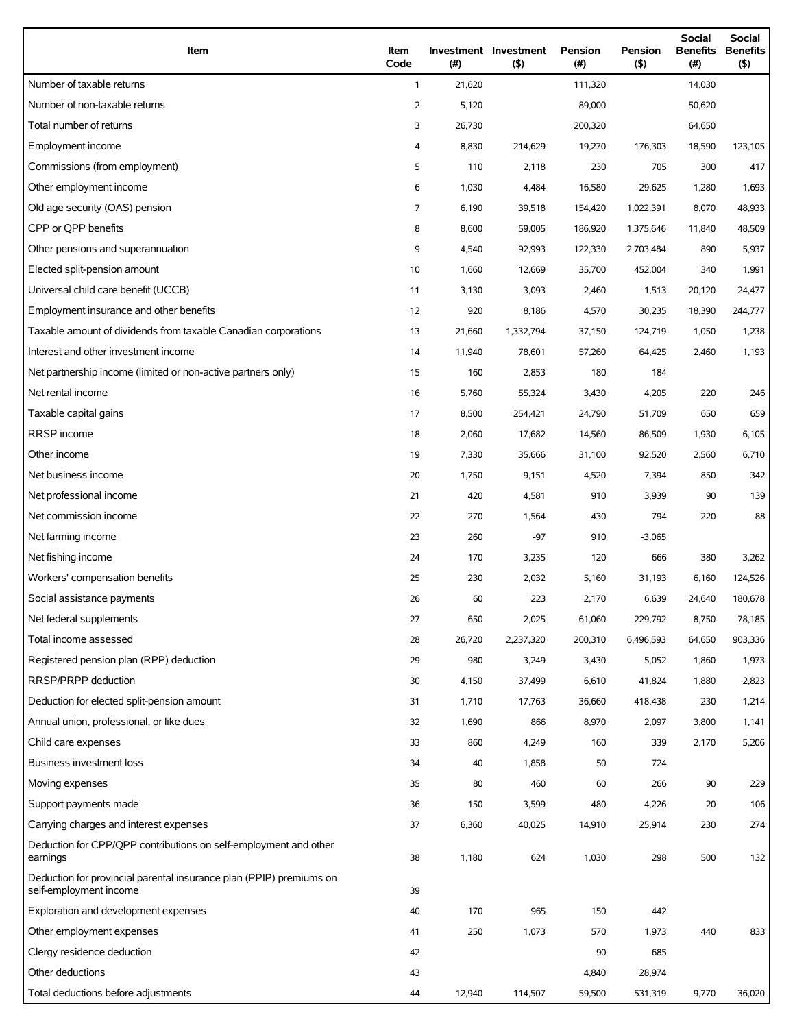| Item | Item Code | Investment (#) | Investment ($) | Pension (#) | Pension ($) | Social Benefits (#) | Social Benefits ($) |
|---|---|---|---|---|---|---|---|
| Number of taxable returns | 1 | 21,620 | | 111,320 | | 14,030 | |
| Number of non-taxable returns | 2 | 5,120 | | 89,000 | | 50,620 | |
| Total number of returns | 3 | 26,730 | | 200,320 | | 64,650 | |
| Employment income | 4 | 8,830 | 214,629 | 19,270 | 176,303 | 18,590 | 123,105 |
| Commissions (from employment) | 5 | 110 | 2,118 | 230 | 705 | 300 | 417 |
| Other employment income | 6 | 1,030 | 4,484 | 16,580 | 29,625 | 1,280 | 1,693 |
| Old age security (OAS) pension | 7 | 6,190 | 39,518 | 154,420 | 1,022,391 | 8,070 | 48,933 |
| CPP or QPP benefits | 8 | 8,600 | 59,005 | 186,920 | 1,375,646 | 11,840 | 48,509 |
| Other pensions and superannuation | 9 | 4,540 | 92,993 | 122,330 | 2,703,484 | 890 | 5,937 |
| Elected split-pension amount | 10 | 1,660 | 12,669 | 35,700 | 452,004 | 340 | 1,991 |
| Universal child care benefit (UCCB) | 11 | 3,130 | 3,093 | 2,460 | 1,513 | 20,120 | 24,477 |
| Employment insurance and other benefits | 12 | 920 | 8,186 | 4,570 | 30,235 | 18,390 | 244,777 |
| Taxable amount of dividends from taxable Canadian corporations | 13 | 21,660 | 1,332,794 | 37,150 | 124,719 | 1,050 | 1,238 |
| Interest and other investment income | 14 | 11,940 | 78,601 | 57,260 | 64,425 | 2,460 | 1,193 |
| Net partnership income (limited or non-active partners only) | 15 | 160 | 2,853 | 180 | 184 | | |
| Net rental income | 16 | 5,760 | 55,324 | 3,430 | 4,205 | 220 | 246 |
| Taxable capital gains | 17 | 8,500 | 254,421 | 24,790 | 51,709 | 650 | 659 |
| RRSP income | 18 | 2,060 | 17,682 | 14,560 | 86,509 | 1,930 | 6,105 |
| Other income | 19 | 7,330 | 35,666 | 31,100 | 92,520 | 2,560 | 6,710 |
| Net business income | 20 | 1,750 | 9,151 | 4,520 | 7,394 | 850 | 342 |
| Net professional income | 21 | 420 | 4,581 | 910 | 3,939 | 90 | 139 |
| Net commission income | 22 | 270 | 1,564 | 430 | 794 | 220 | 88 |
| Net farming income | 23 | 260 | -97 | 910 | -3,065 | | |
| Net fishing income | 24 | 170 | 3,235 | 120 | 666 | 380 | 3,262 |
| Workers' compensation benefits | 25 | 230 | 2,032 | 5,160 | 31,193 | 6,160 | 124,526 |
| Social assistance payments | 26 | 60 | 223 | 2,170 | 6,639 | 24,640 | 180,678 |
| Net federal supplements | 27 | 650 | 2,025 | 61,060 | 229,792 | 8,750 | 78,185 |
| Total income assessed | 28 | 26,720 | 2,237,320 | 200,310 | 6,496,593 | 64,650 | 903,336 |
| Registered pension plan (RPP) deduction | 29 | 980 | 3,249 | 3,430 | 5,052 | 1,860 | 1,973 |
| RRSP/PRPP deduction | 30 | 4,150 | 37,499 | 6,610 | 41,824 | 1,880 | 2,823 |
| Deduction for elected split-pension amount | 31 | 1,710 | 17,763 | 36,660 | 418,438 | 230 | 1,214 |
| Annual union, professional, or like dues | 32 | 1,690 | 866 | 8,970 | 2,097 | 3,800 | 1,141 |
| Child care expenses | 33 | 860 | 4,249 | 160 | 339 | 2,170 | 5,206 |
| Business investment loss | 34 | 40 | 1,858 | 50 | 724 | | |
| Moving expenses | 35 | 80 | 460 | 60 | 266 | 90 | 229 |
| Support payments made | 36 | 150 | 3,599 | 480 | 4,226 | 20 | 106 |
| Carrying charges and interest expenses | 37 | 6,360 | 40,025 | 14,910 | 25,914 | 230 | 274 |
| Deduction for CPP/QPP contributions on self-employment and other earnings | 38 | 1,180 | 624 | 1,030 | 298 | 500 | 132 |
| Deduction for provincial parental insurance plan (PPIP) premiums on self-employment income | 39 | | | | | | |
| Exploration and development expenses | 40 | 170 | 965 | 150 | 442 | | |
| Other employment expenses | 41 | 250 | 1,073 | 570 | 1,973 | 440 | 833 |
| Clergy residence deduction | 42 | | | 90 | 685 | | |
| Other deductions | 43 | | | 4,840 | 28,974 | | |
| Total deductions before adjustments | 44 | 12,940 | 114,507 | 59,500 | 531,319 | 9,770 | 36,020 |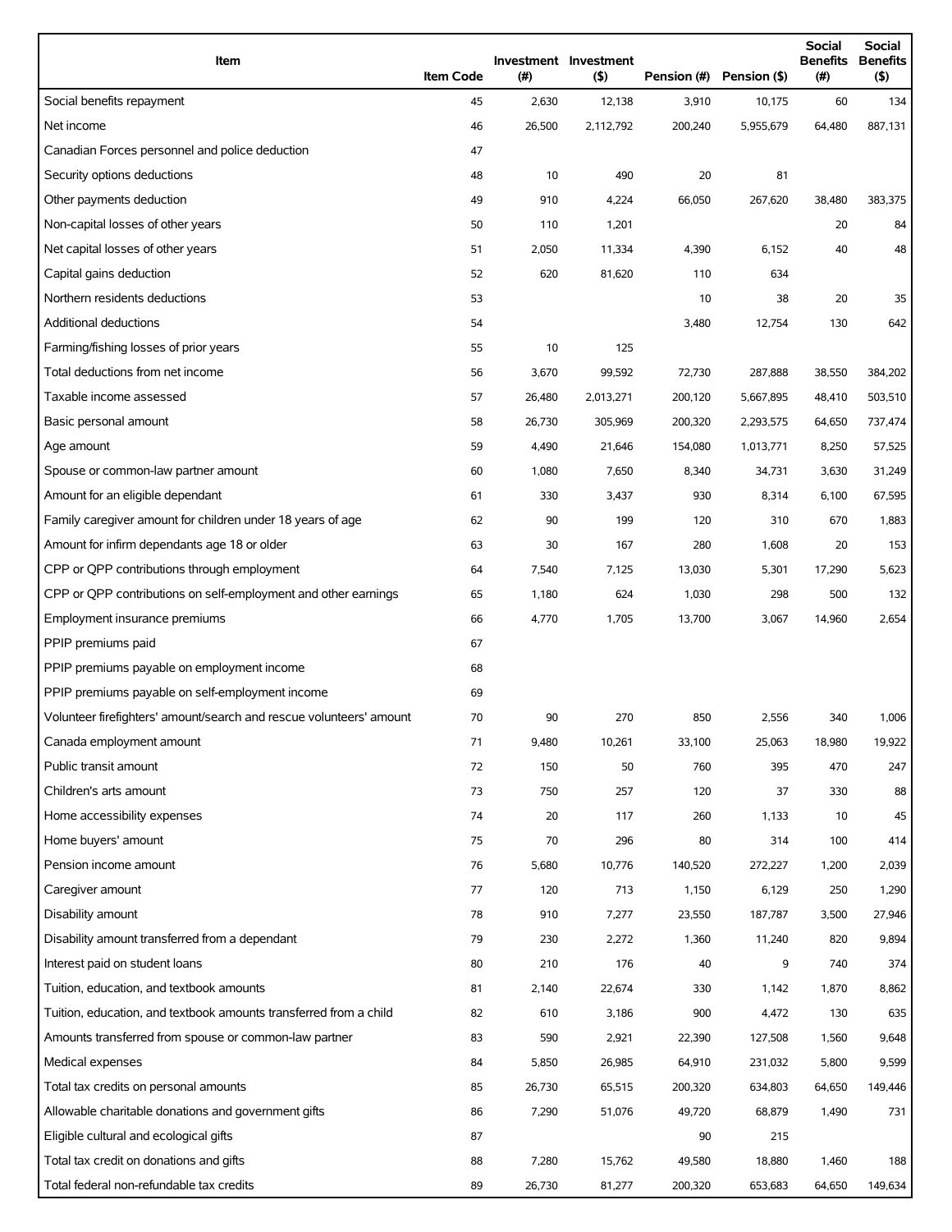| Item | Item Code | Investment (#) | Investment ($) | Pension (#) | Pension ($) | Social Benefits (#) | Social Benefits ($) |
|---|---|---|---|---|---|---|---|
| Social benefits repayment | 45 | 2,630 | 12,138 | 3,910 | 10,175 | 60 | 134 |
| Net income | 46 | 26,500 | 2,112,792 | 200,240 | 5,955,679 | 64,480 | 887,131 |
| Canadian Forces personnel and police deduction | 47 | | | | | | |
| Security options deductions | 48 | 10 | 490 | 20 | 81 | | |
| Other payments deduction | 49 | 910 | 4,224 | 66,050 | 267,620 | 38,480 | 383,375 |
| Non-capital losses of other years | 50 | 110 | 1,201 | | | 20 | 84 |
| Net capital losses of other years | 51 | 2,050 | 11,334 | 4,390 | 6,152 | 40 | 48 |
| Capital gains deduction | 52 | 620 | 81,620 | 110 | 634 | | |
| Northern residents deductions | 53 | | | 10 | 38 | 20 | 35 |
| Additional deductions | 54 | | | 3,480 | 12,754 | 130 | 642 |
| Farming/fishing losses of prior years | 55 | 10 | 125 | | | | |
| Total deductions from net income | 56 | 3,670 | 99,592 | 72,730 | 287,888 | 38,550 | 384,202 |
| Taxable income assessed | 57 | 26,480 | 2,013,271 | 200,120 | 5,667,895 | 48,410 | 503,510 |
| Basic personal amount | 58 | 26,730 | 305,969 | 200,320 | 2,293,575 | 64,650 | 737,474 |
| Age amount | 59 | 4,490 | 21,646 | 154,080 | 1,013,771 | 8,250 | 57,525 |
| Spouse or common-law partner amount | 60 | 1,080 | 7,650 | 8,340 | 34,731 | 3,630 | 31,249 |
| Amount for an eligible dependant | 61 | 330 | 3,437 | 930 | 8,314 | 6,100 | 67,595 |
| Family caregiver amount for children under 18 years of age | 62 | 90 | 199 | 120 | 310 | 670 | 1,883 |
| Amount for infirm dependants age 18 or older | 63 | 30 | 167 | 280 | 1,608 | 20 | 153 |
| CPP or QPP contributions through employment | 64 | 7,540 | 7,125 | 13,030 | 5,301 | 17,290 | 5,623 |
| CPP or QPP contributions on self-employment and other earnings | 65 | 1,180 | 624 | 1,030 | 298 | 500 | 132 |
| Employment insurance premiums | 66 | 4,770 | 1,705 | 13,700 | 3,067 | 14,960 | 2,654 |
| PPIP premiums paid | 67 | | | | | | |
| PPIP premiums payable on employment income | 68 | | | | | | |
| PPIP premiums payable on self-employment income | 69 | | | | | | |
| Volunteer firefighters' amount/search and rescue volunteers' amount | 70 | 90 | 270 | 850 | 2,556 | 340 | 1,006 |
| Canada employment amount | 71 | 9,480 | 10,261 | 33,100 | 25,063 | 18,980 | 19,922 |
| Public transit amount | 72 | 150 | 50 | 760 | 395 | 470 | 247 |
| Children's arts amount | 73 | 750 | 257 | 120 | 37 | 330 | 88 |
| Home accessibility expenses | 74 | 20 | 117 | 260 | 1,133 | 10 | 45 |
| Home buyers' amount | 75 | 70 | 296 | 80 | 314 | 100 | 414 |
| Pension income amount | 76 | 5,680 | 10,776 | 140,520 | 272,227 | 1,200 | 2,039 |
| Caregiver amount | 77 | 120 | 713 | 1,150 | 6,129 | 250 | 1,290 |
| Disability amount | 78 | 910 | 7,277 | 23,550 | 187,787 | 3,500 | 27,946 |
| Disability amount transferred from a dependant | 79 | 230 | 2,272 | 1,360 | 11,240 | 820 | 9,894 |
| Interest paid on student loans | 80 | 210 | 176 | 40 | 9 | 740 | 374 |
| Tuition, education, and textbook amounts | 81 | 2,140 | 22,674 | 330 | 1,142 | 1,870 | 8,862 |
| Tuition, education, and textbook amounts transferred from a child | 82 | 610 | 3,186 | 900 | 4,472 | 130 | 635 |
| Amounts transferred from spouse or common-law partner | 83 | 590 | 2,921 | 22,390 | 127,508 | 1,560 | 9,648 |
| Medical expenses | 84 | 5,850 | 26,985 | 64,910 | 231,032 | 5,800 | 9,599 |
| Total tax credits on personal amounts | 85 | 26,730 | 65,515 | 200,320 | 634,803 | 64,650 | 149,446 |
| Allowable charitable donations and government gifts | 86 | 7,290 | 51,076 | 49,720 | 68,879 | 1,490 | 731 |
| Eligible cultural and ecological gifts | 87 | | | 90 | 215 | | |
| Total tax credit on donations and gifts | 88 | 7,280 | 15,762 | 49,580 | 18,880 | 1,460 | 188 |
| Total federal non-refundable tax credits | 89 | 26,730 | 81,277 | 200,320 | 653,683 | 64,650 | 149,634 |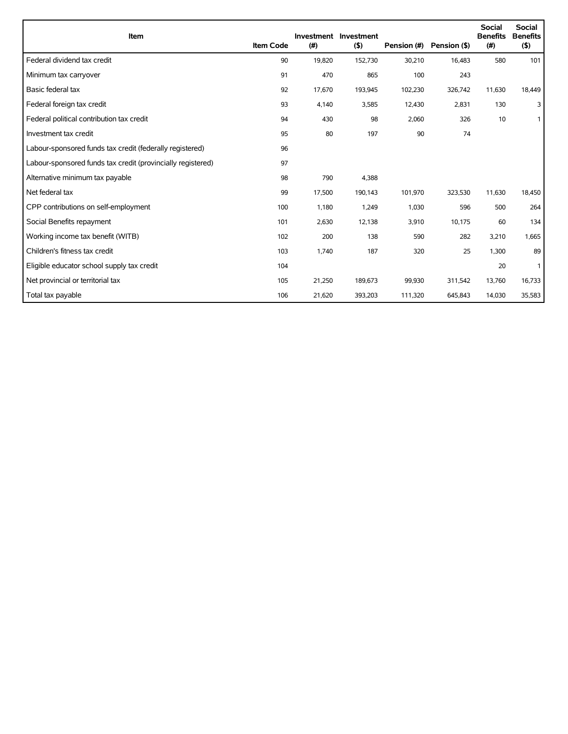| Item | Item Code | Investment (#) | Investment ($) | Pension (#) | Pension ($) | Social Benefits (#) | Social Benefits ($) |
|---|---|---|---|---|---|---|---|
| Federal dividend tax credit | 90 | 19,820 | 152,730 | 30,210 | 16,483 | 580 | 101 |
| Minimum tax carryover | 91 | 470 | 865 | 100 | 243 | | |
| Basic federal tax | 92 | 17,670 | 193,945 | 102,230 | 326,742 | 11,630 | 18,449 |
| Federal foreign tax credit | 93 | 4,140 | 3,585 | 12,430 | 2,831 | 130 | 3 |
| Federal political contribution tax credit | 94 | 430 | 98 | 2,060 | 326 | 10 | 1 |
| Investment tax credit | 95 | 80 | 197 | 90 | 74 | | |
| Labour-sponsored funds tax credit (federally registered) | 96 | | | | | | |
| Labour-sponsored funds tax credit (provincially registered) | 97 | | | | | | |
| Alternative minimum tax payable | 98 | 790 | 4,388 | | | | |
| Net federal tax | 99 | 17,500 | 190,143 | 101,970 | 323,530 | 11,630 | 18,450 |
| CPP contributions on self-employment | 100 | 1,180 | 1,249 | 1,030 | 596 | 500 | 264 |
| Social Benefits repayment | 101 | 2,630 | 12,138 | 3,910 | 10,175 | 60 | 134 |
| Working income tax benefit (WITB) | 102 | 200 | 138 | 590 | 282 | 3,210 | 1,665 |
| Children's fitness tax credit | 103 | 1,740 | 187 | 320 | 25 | 1,300 | 89 |
| Eligible educator school supply tax credit | 104 | | | | | 20 | 1 |
| Net provincial or territorial tax | 105 | 21,250 | 189,673 | 99,930 | 311,542 | 13,760 | 16,733 |
| Total tax payable | 106 | 21,620 | 393,203 | 111,320 | 645,843 | 14,030 | 35,583 |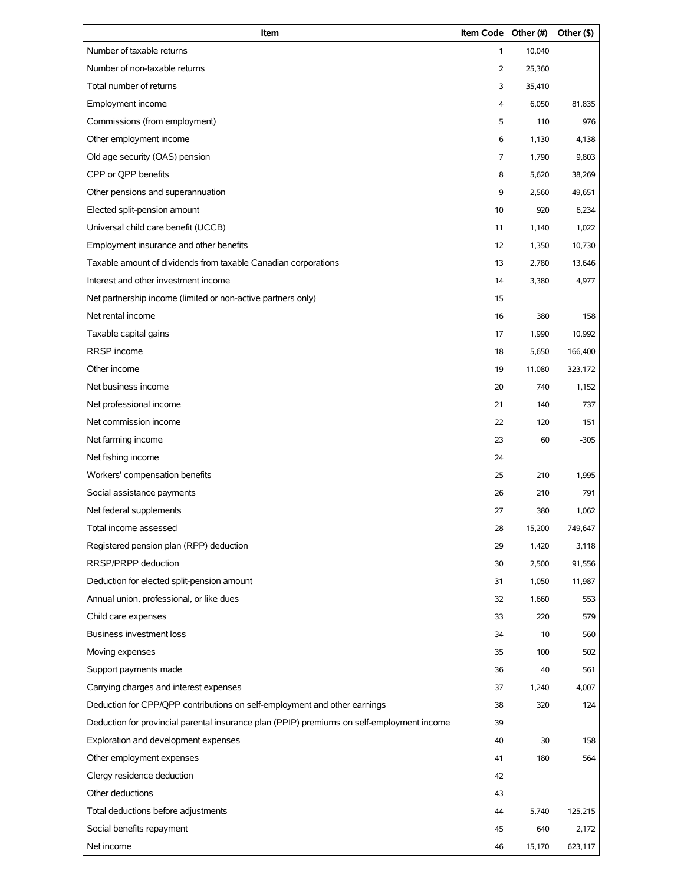| Item | Item Code | Other (#) | Other ($) |
| --- | --- | --- | --- |
| Number of taxable returns | 1 | 10,040 | |
| Number of non-taxable returns | 2 | 25,360 | |
| Total number of returns | 3 | 35,410 | |
| Employment income | 4 | 6,050 | 81,835 |
| Commissions (from employment) | 5 | 110 | 976 |
| Other employment income | 6 | 1,130 | 4,138 |
| Old age security (OAS) pension | 7 | 1,790 | 9,803 |
| CPP or QPP benefits | 8 | 5,620 | 38,269 |
| Other pensions and superannuation | 9 | 2,560 | 49,651 |
| Elected split-pension amount | 10 | 920 | 6,234 |
| Universal child care benefit (UCCB) | 11 | 1,140 | 1,022 |
| Employment insurance and other benefits | 12 | 1,350 | 10,730 |
| Taxable amount of dividends from taxable Canadian corporations | 13 | 2,780 | 13,646 |
| Interest and other investment income | 14 | 3,380 | 4,977 |
| Net partnership income (limited or non-active partners only) | 15 | | |
| Net rental income | 16 | 380 | 158 |
| Taxable capital gains | 17 | 1,990 | 10,992 |
| RRSP income | 18 | 5,650 | 166,400 |
| Other income | 19 | 11,080 | 323,172 |
| Net business income | 20 | 740 | 1,152 |
| Net professional income | 21 | 140 | 737 |
| Net commission income | 22 | 120 | 151 |
| Net farming income | 23 | 60 | -305 |
| Net fishing income | 24 | | |
| Workers' compensation benefits | 25 | 210 | 1,995 |
| Social assistance payments | 26 | 210 | 791 |
| Net federal supplements | 27 | 380 | 1,062 |
| Total income assessed | 28 | 15,200 | 749,647 |
| Registered pension plan (RPP) deduction | 29 | 1,420 | 3,118 |
| RRSP/PRPP deduction | 30 | 2,500 | 91,556 |
| Deduction for elected split-pension amount | 31 | 1,050 | 11,987 |
| Annual union, professional, or like dues | 32 | 1,660 | 553 |
| Child care expenses | 33 | 220 | 579 |
| Business investment loss | 34 | 10 | 560 |
| Moving expenses | 35 | 100 | 502 |
| Support payments made | 36 | 40 | 561 |
| Carrying charges and interest expenses | 37 | 1,240 | 4,007 |
| Deduction for CPP/QPP contributions on self-employment and other earnings | 38 | 320 | 124 |
| Deduction for provincial parental insurance plan (PPIP) premiums on self-employment income | 39 | | |
| Exploration and development expenses | 40 | 30 | 158 |
| Other employment expenses | 41 | 180 | 564 |
| Clergy residence deduction | 42 | | |
| Other deductions | 43 | | |
| Total deductions before adjustments | 44 | 5,740 | 125,215 |
| Social benefits repayment | 45 | 640 | 2,172 |
| Net income | 46 | 15,170 | 623,117 |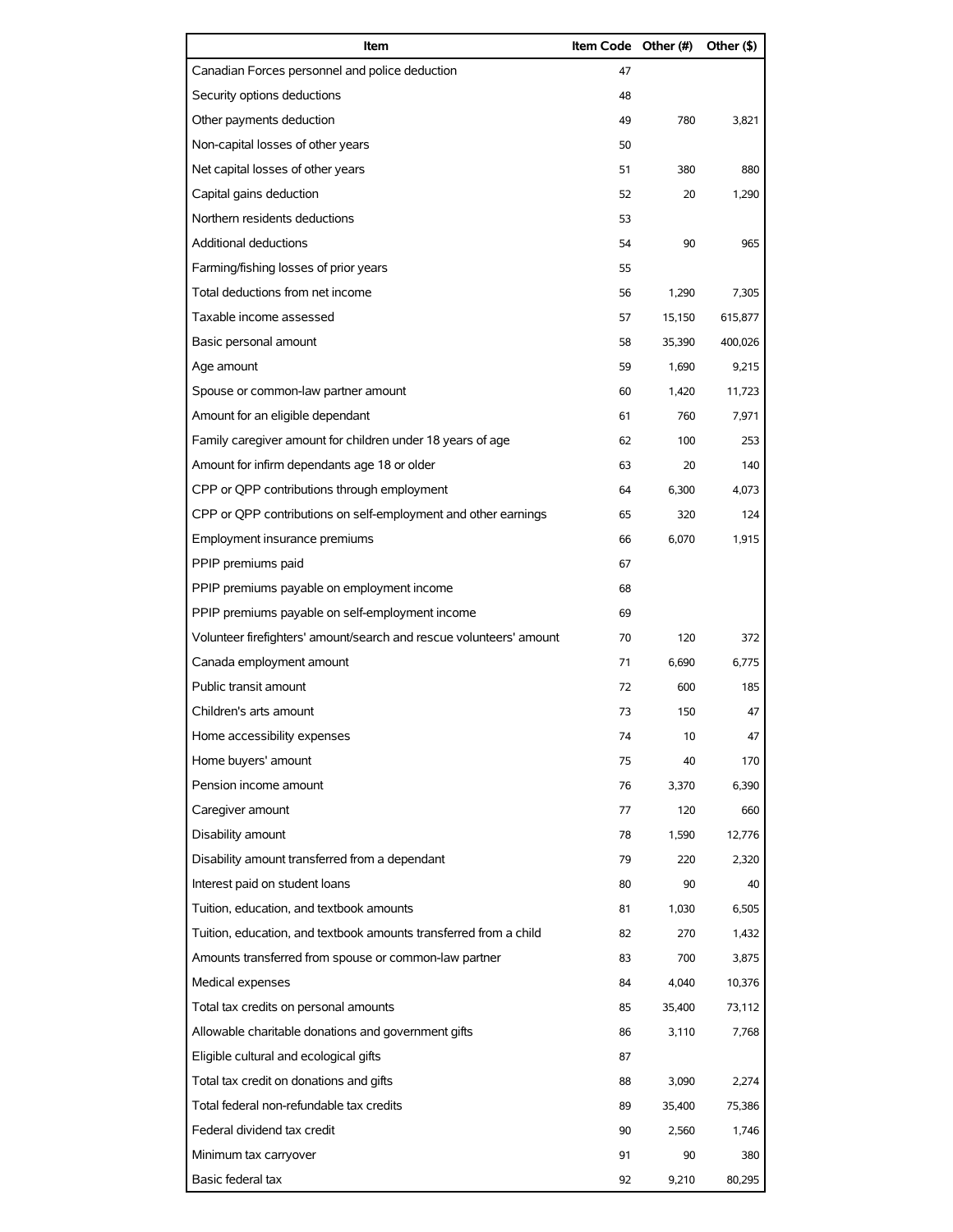| Item | Item Code | Other (#) | Other ($) |
| --- | --- | --- | --- |
| Canadian Forces personnel and police deduction | 47 | | |
| Security options deductions | 48 | | |
| Other payments deduction | 49 | 780 | 3,821 |
| Non-capital losses of other years | 50 | | |
| Net capital losses of other years | 51 | 380 | 880 |
| Capital gains deduction | 52 | 20 | 1,290 |
| Northern residents deductions | 53 | | |
| Additional deductions | 54 | 90 | 965 |
| Farming/fishing losses of prior years | 55 | | |
| Total deductions from net income | 56 | 1,290 | 7,305 |
| Taxable income assessed | 57 | 15,150 | 615,877 |
| Basic personal amount | 58 | 35,390 | 400,026 |
| Age amount | 59 | 1,690 | 9,215 |
| Spouse or common-law partner amount | 60 | 1,420 | 11,723 |
| Amount for an eligible dependant | 61 | 760 | 7,971 |
| Family caregiver amount for children under 18 years of age | 62 | 100 | 253 |
| Amount for infirm dependants age 18 or older | 63 | 20 | 140 |
| CPP or QPP contributions through employment | 64 | 6,300 | 4,073 |
| CPP or QPP contributions on self-employment and other earnings | 65 | 320 | 124 |
| Employment insurance premiums | 66 | 6,070 | 1,915 |
| PPIP premiums paid | 67 | | |
| PPIP premiums payable on employment income | 68 | | |
| PPIP premiums payable on self-employment income | 69 | | |
| Volunteer firefighters' amount/search and rescue volunteers' amount | 70 | 120 | 372 |
| Canada employment amount | 71 | 6,690 | 6,775 |
| Public transit amount | 72 | 600 | 185 |
| Children's arts amount | 73 | 150 | 47 |
| Home accessibility expenses | 74 | 10 | 47 |
| Home buyers' amount | 75 | 40 | 170 |
| Pension income amount | 76 | 3,370 | 6,390 |
| Caregiver amount | 77 | 120 | 660 |
| Disability amount | 78 | 1,590 | 12,776 |
| Disability amount transferred from a dependant | 79 | 220 | 2,320 |
| Interest paid on student loans | 80 | 90 | 40 |
| Tuition, education, and textbook amounts | 81 | 1,030 | 6,505 |
| Tuition, education, and textbook amounts transferred from a child | 82 | 270 | 1,432 |
| Amounts transferred from spouse or common-law partner | 83 | 700 | 3,875 |
| Medical expenses | 84 | 4,040 | 10,376 |
| Total tax credits on personal amounts | 85 | 35,400 | 73,112 |
| Allowable charitable donations and government gifts | 86 | 3,110 | 7,768 |
| Eligible cultural and ecological gifts | 87 | | |
| Total tax credit on donations and gifts | 88 | 3,090 | 2,274 |
| Total federal non-refundable tax credits | 89 | 35,400 | 75,386 |
| Federal dividend tax credit | 90 | 2,560 | 1,746 |
| Minimum tax carryover | 91 | 90 | 380 |
| Basic federal tax | 92 | 9,210 | 80,295 |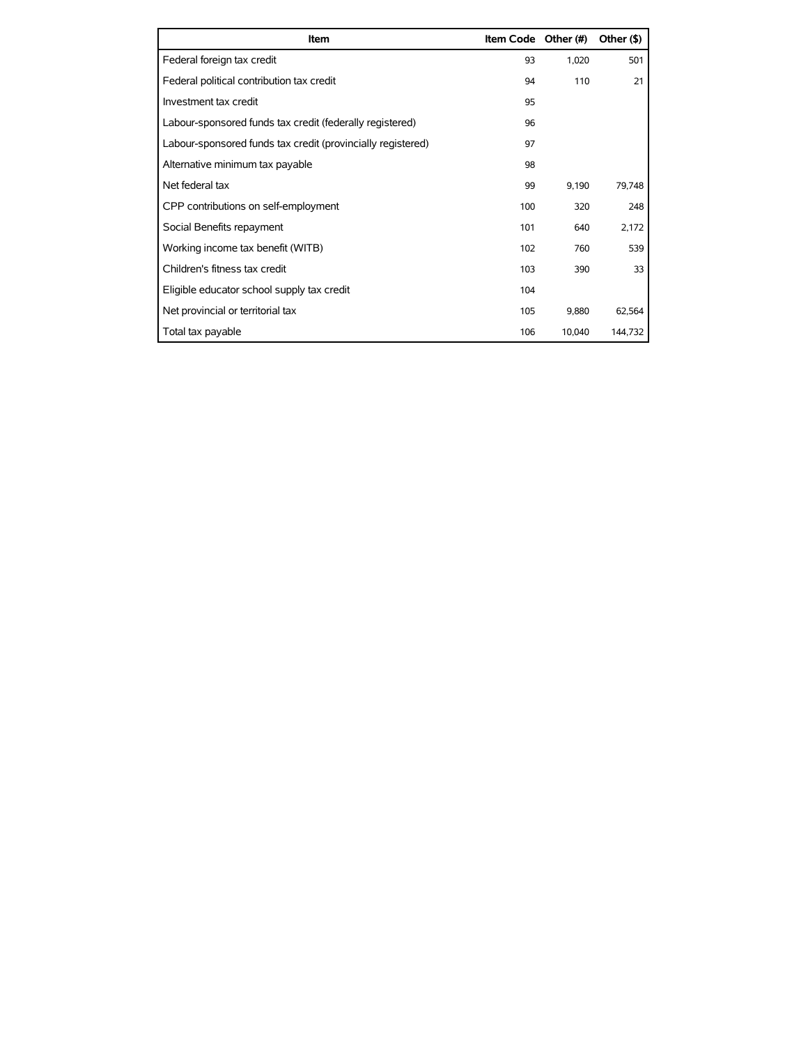| Item | Item Code | Other (#) | Other ($) |
| --- | --- | --- | --- |
| Federal foreign tax credit | 93 | 1,020 | 501 |
| Federal political contribution tax credit | 94 | 110 | 21 |
| Investment tax credit | 95 | | |
| Labour-sponsored funds tax credit (federally registered) | 96 | | |
| Labour-sponsored funds tax credit (provincially registered) | 97 | | |
| Alternative minimum tax payable | 98 | | |
| Net federal tax | 99 | 9,190 | 79,748 |
| CPP contributions on self-employment | 100 | 320 | 248 |
| Social Benefits repayment | 101 | 640 | 2,172 |
| Working income tax benefit (WITB) | 102 | 760 | 539 |
| Children's fitness tax credit | 103 | 390 | 33 |
| Eligible educator school supply tax credit | 104 | | |
| Net provincial or territorial tax | 105 | 9,880 | 62,564 |
| Total tax payable | 106 | 10,040 | 144,732 |